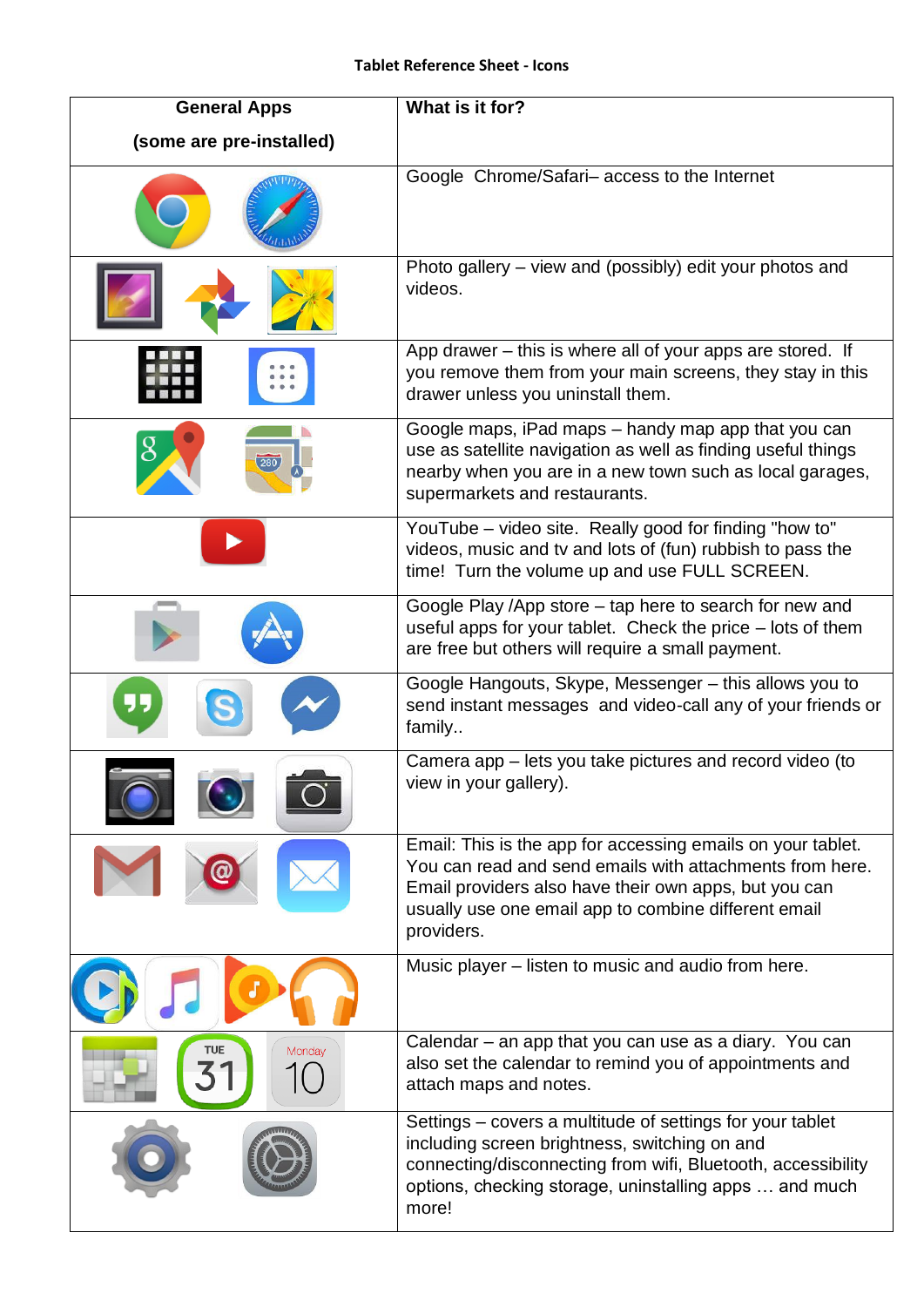**Tablet Reference Sheet - Icons**

| General Apps (some are pre-installed) | What is it for? |
|---|---|
| | Google Chrome/Safari– access to the Internet |
| | Photo gallery – view and (possibly) edit your photos and videos. |
| | App drawer – this is where all of your apps are stored. If you remove them from your main screens, they stay in this drawer unless you uninstall them. |
| | Google maps, iPad maps – handy map app that you can use as satellite navigation as well as finding useful things nearby when you are in a new town such as local garages, supermarkets and restaurants. |
| | YouTube – video site. Really good for finding "how to" videos, music and tv and lots of (fun) rubbish to pass the time! Turn the volume up and use FULL SCREEN. |
| | Google Play /App store – tap here to search for new and useful apps for your tablet. Check the price – lots of them are free but others will require a small payment. |
| | Google Hangouts, Skype, Messenger – this allows you to send instant messages and video-call any of your friends or family.. |
| | Camera app – lets you take pictures and record video (to view in your gallery). |
| | Email: This is the app for accessing emails on your tablet. You can read and send emails with attachments from here. Email providers also have their own apps, but you can usually use one email app to combine different email providers. |
| | Music player – listen to music and audio from here. |
| | Calendar – an app that you can use as a diary. You can also set the calendar to remind you of appointments and attach maps and notes. |
| | Settings – covers a multitude of settings for your tablet including screen brightness, switching on and connecting/disconnecting from wifi, Bluetooth, accessibility options, checking storage, uninstalling apps … and much more! |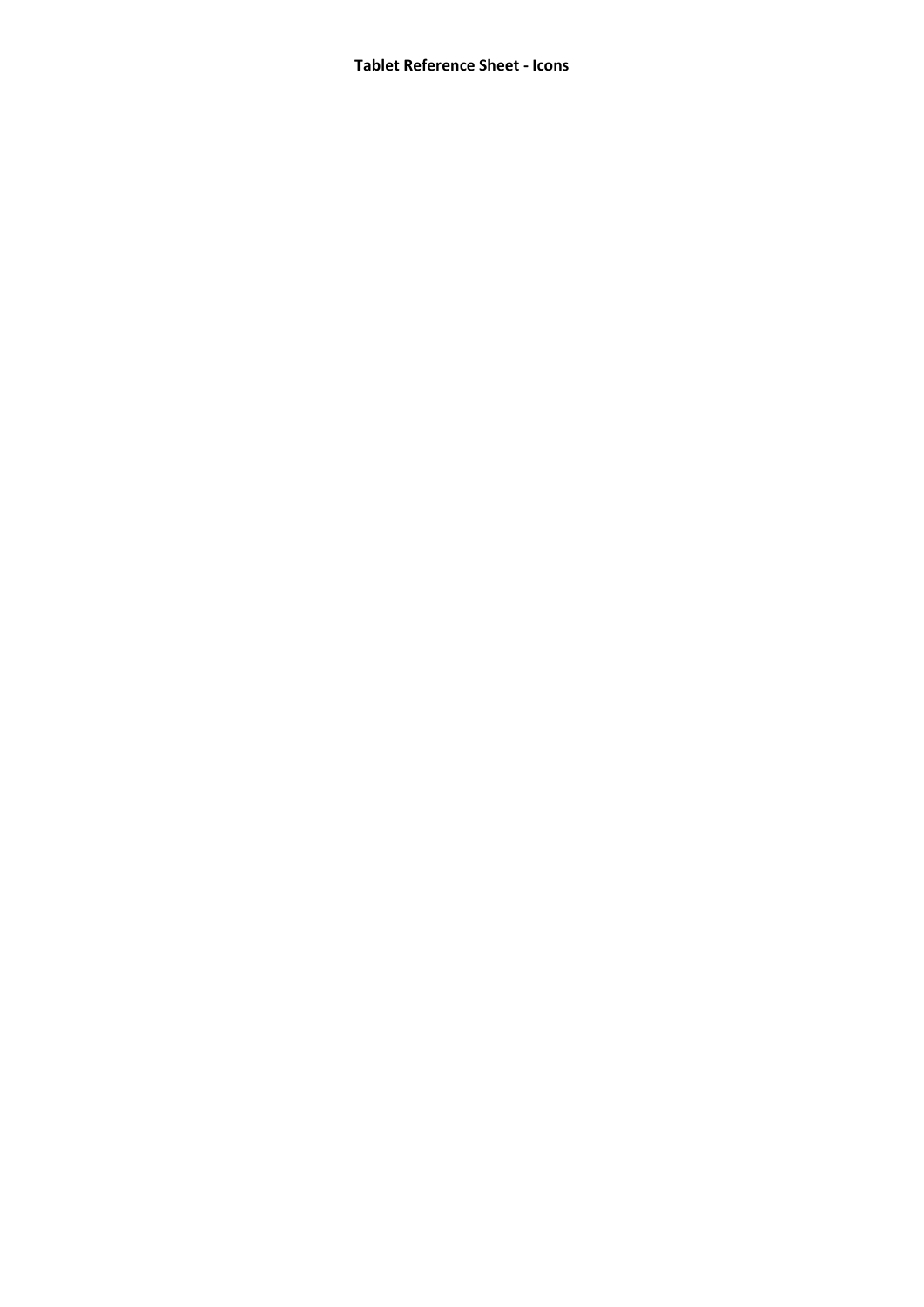**Tablet Reference Sheet - Icons**